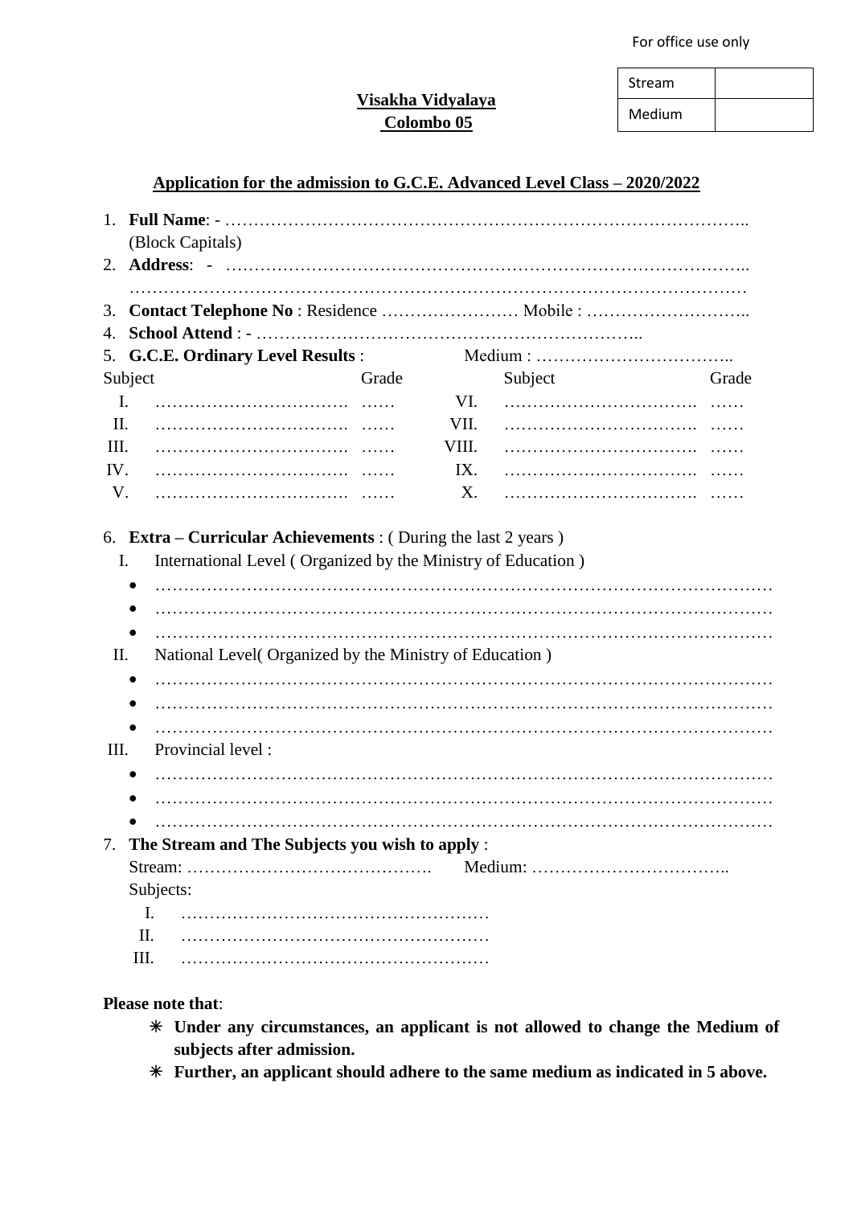For office use only

| Stream | |
|---|---|
| Medium | |

**Visakha Vidyalaya**
**Colombo 05**

**Application for the admission to G.C.E. Advanced Level Class – 2020/2022**

1. **Full Name**: - ……………………………………………………………………………………..
   (Block Capitals)
2. **Address**: - ……………………………………………………………………………………..
   ……………………………………………………………………………………………………
3. **Contact Telephone No** : Residence …………………… Mobile : ………………………..
4. **School Attend** : - ………………………………………………………………..
5. **G.C.E. Ordinary Level Results** : Medium : ……………………………..

| | Subject | Grade | | Subject | Grade |
|---|---|---|---|---|---|
| I. | ……………………………. | …… | VI. | ……………………………. | …… |
| II. | ……………………………. | …… | VII. | ……………………………. | …… |
| III. | ……………………………. | …… | VIII. | ……………………………. | …… |
| IV. | ……………………………. | …… | IX. | ……………………………. | …… |
| V. | ……………………………. | …… | X. | ……………………………. | …… |

6. **Extra – Curricular Achievements** : ( During the last 2 years )
   I. International Level ( Organized by the Ministry of Education )
   - ……………………………………………………………………………………………
   - ……………………………………………………………………………………………
   - ……………………………………………………………………………………………

   II. National Level( Organized by the Ministry of Education )
   - ……………………………………………………………………………………………
   - ……………………………………………………………………………………………
   - ……………………………………………………………………………………………

   III. Provincial level :
   - ……………………………………………………………………………………………
   - ……………………………………………………………………………………………
   - ……………………………………………………………………………………………
7. **The Stream and The Subjects you wish to apply** :
   Stream: ……………………………………. Medium: ……………………………..
   Subjects:
   I. ………………………………………………
   II. ………………………………………………
   III. ………………………………………………

**Please note that**:

- ✳ **Under any circumstances, an applicant is not allowed to change the Medium of subjects after admission.**
- ✳ **Further, an applicant should adhere to the same medium as indicated in 5 above.**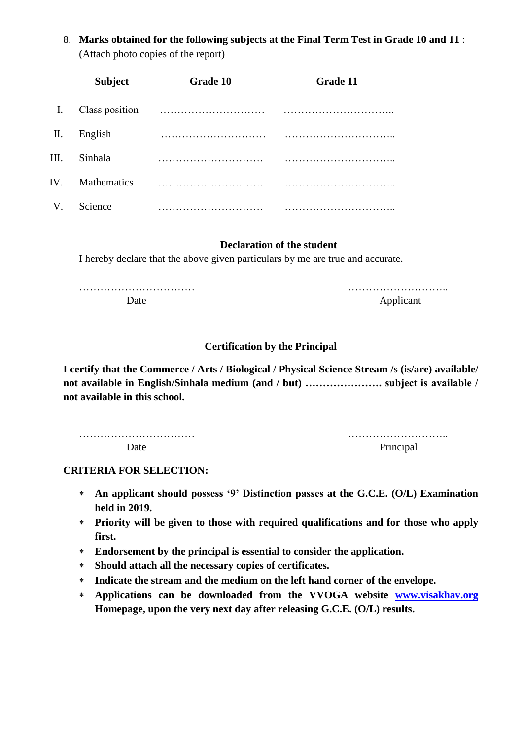8. **Marks obtained for the following subjects at the Final Term Test in Grade 10 and 11** :
   (Attach photo copies of the report)

| | Subject | Grade 10 | Grade 11 |
|---|---|---|---|
| I. | Class position | ………………………… | ………………………….. |
| II. | English | ………………………… | ………………………….. |
| III. | Sinhala | ………………………… | ………………………….. |
| IV. | Mathematics | ………………………… | ………………………….. |
| V. | Science | ………………………… | ………………………….. |

**Declaration of the student**

I hereby declare that the above given particulars by me are true and accurate.

……………………………  ………………………..

Date  Applicant

**Certification by the Principal**

**I certify that the Commerce / Arts / Biological / Physical Science Stream /s (is/are) available/ not available in English/Sinhala medium (and / but) …………………. subject is available / not available in this school.**

……………………………  ………………………..

Date  Principal

**CRITERIA FOR SELECTION:**

* **An applicant should possess '9' Distinction passes at the G.C.E. (O/L) Examination held in 2019.**
* **Priority will be given to those with required qualifications and for those who apply first.**
* **Endorsement by the principal is essential to consider the application.**
* **Should attach all the necessary copies of certificates.**
* **Indicate the stream and the medium on the left hand corner of the envelope.**
* **Applications can be downloaded from the VVOGA website [www.visakhav.org](http://www.visakhav.org) Homepage, upon the very next day after releasing G.C.E. (O/L) results.**